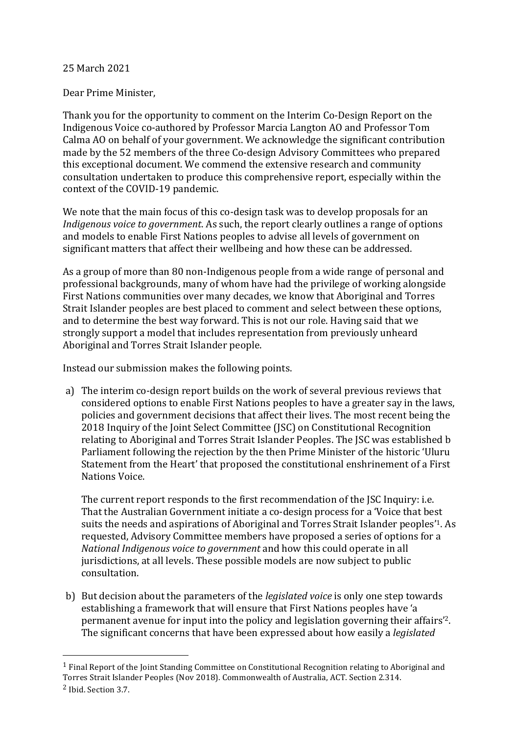25 March 2021

Dear Prime Minister,

Thank you for the opportunity to comment on the Interim Co-Design Report on the Indigenous Voice co-authored by Professor Marcia Langton AO and Professor Tom Calma AO on behalf of your government. We acknowledge the significant contribution made by the 52 members of the three Co-design Advisory Committees who prepared this exceptional document. We commend the extensive research and community consultation undertaken to produce this comprehensive report, especially within the context of the COVID-19 pandemic.

We note that the main focus of this co-design task was to develop proposals for an *Indigenous voice to government*. As such, the report clearly outlines a range of options and models to enable First Nations peoples to advise all levels of government on significant matters that affect their wellbeing and how these can be addressed.

As a group of more than 80 non-Indigenous people from a wide range of personal and professional backgrounds, many of whom have had the privilege of working alongside First Nations communities over many decades, we know that Aboriginal and Torres Strait Islander peoples are best placed to comment and select between these options, and to determine the best way forward. This is not our role. Having said that we strongly support a model that includes representation from previously unheard Aboriginal and Torres Strait Islander people.

Instead our submission makes the following points.

a) The interim co-design report builds on the work of several previous reviews that considered options to enable First Nations peoples to have a greater say in the laws, policies and government decisions that affect their lives. The most recent being the 2018 Inquiry of the Joint Select Committee (JSC) on Constitutional Recognition relating to Aboriginal and Torres Strait Islander Peoples. The JSC was established b Parliament following the rejection by the then Prime Minister of the historic 'Uluru Statement from the Heart' that proposed the constitutional enshrinement of a First Nations Voice.

   The current report responds to the first recommendation of the JSC Inquiry: i.e. That the Australian Government initiate a co-design process for a 'Voice that best suits the needs and aspirations of Aboriginal and Torres Strait Islander peoples'[1]. As requested, Advisory Committee members have proposed a series of options for a *National Indigenous voice to government* and how this could operate in all jurisdictions, at all levels. These possible models are now subject to public consultation.

b) But decision about the parameters of the *legislated voice* is only one step towards establishing a framework that will ensure that First Nations peoples have 'a permanent avenue for input into the policy and legislation governing their affairs'[2]. The significant concerns that have been expressed about how easily a *legislated*

---

[1] Final Report of the Joint Standing Committee on Constitutional Recognition relating to Aboriginal and Torres Strait Islander Peoples (Nov 2018). Commonwealth of Australia, ACT. Section 2.314.

[2] Ibid. Section 3.7.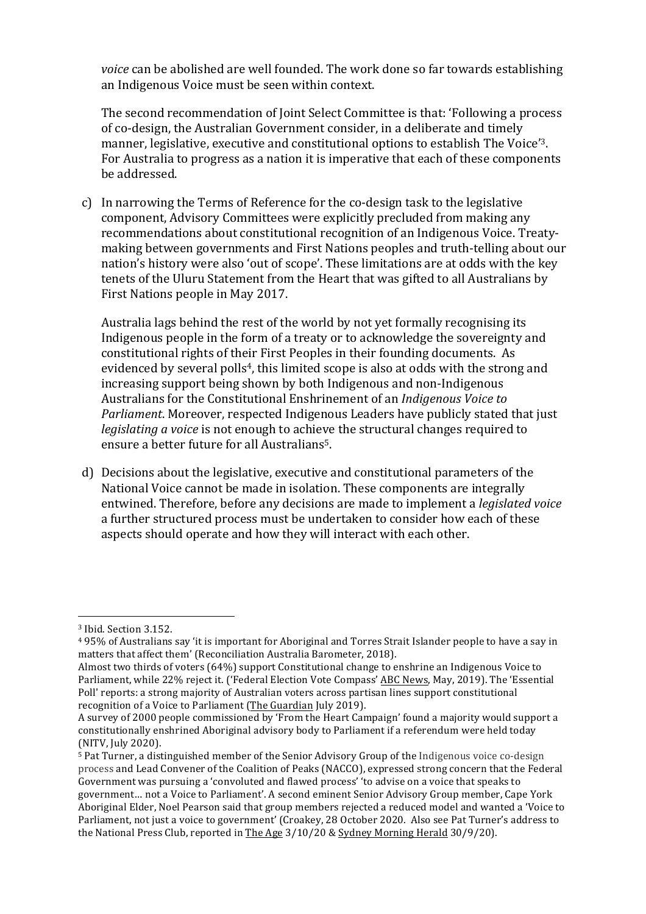*voice* can be abolished are well founded. The work done so far towards establishing an Indigenous Voice must be seen within context.

The second recommendation of Joint Select Committee is that: 'Following a process of co-design, the Australian Government consider, in a deliberate and timely manner, legislative, executive and constitutional options to establish The Voice'[3]. For Australia to progress as a nation it is imperative that each of these components be addressed.

c) In narrowing the Terms of Reference for the co-design task to the legislative component, Advisory Committees were explicitly precluded from making any recommendations about constitutional recognition of an Indigenous Voice. Treaty-making between governments and First Nations peoples and truth-telling about our nation's history were also 'out of scope'. These limitations are at odds with the key tenets of the Uluru Statement from the Heart that was gifted to all Australians by First Nations people in May 2017.

   Australia lags behind the rest of the world by not yet formally recognising its Indigenous people in the form of a treaty or to acknowledge the sovereignty and constitutional rights of their First Peoples in their founding documents. As evidenced by several polls[4], this limited scope is also at odds with the strong and increasing support being shown by both Indigenous and non-Indigenous Australians for the Constitutional Enshrinement of an *Indigenous Voice to Parliament*. Moreover, respected Indigenous Leaders have publicly stated that just *legislating a voice* is not enough to achieve the structural changes required to ensure a better future for all Australians[5].

d) Decisions about the legislative, executive and constitutional parameters of the National Voice cannot be made in isolation. These components are integrally entwined. Therefore, before any decisions are made to implement a *legislated voice* a further structured process must be undertaken to consider how each of these aspects should operate and how they will interact with each other.

---

[3] Ibid. Section 3.152.

[4] 95% of Australians say 'it is important for Aboriginal and Torres Strait Islander people to have a say in matters that affect them' (Reconciliation Australia Barometer, 2018).
Almost two thirds of voters (64%) support Constitutional change to enshrine an Indigenous Voice to Parliament, while 22% reject it. ('Federal Election Vote Compass' ABC News, May, 2019). The 'Essential Poll' reports: a strong majority of Australian voters across partisan lines support constitutional recognition of a Voice to Parliament (The Guardian July 2019).
A survey of 2000 people commissioned by 'From the Heart Campaign' found a majority would support a constitutionally enshrined Aboriginal advisory body to Parliament if a referendum were held today (NITV, July 2020).

[5] Pat Turner, a distinguished member of the Senior Advisory Group of the Indigenous voice co-design process and Lead Convener of the Coalition of Peaks (NACCO), expressed strong concern that the Federal Government was pursuing a 'convoluted and flawed process' 'to advise on a voice that speaks to government… not a Voice to Parliament'. A second eminent Senior Advisory Group member, Cape York Aboriginal Elder, Noel Pearson said that group members rejected a reduced model and wanted a 'Voice to Parliament, not just a voice to government' (Croakey, 28 October 2020. Also see Pat Turner's address to the National Press Club, reported in The Age 3/10/20 & Sydney Morning Herald 30/9/20).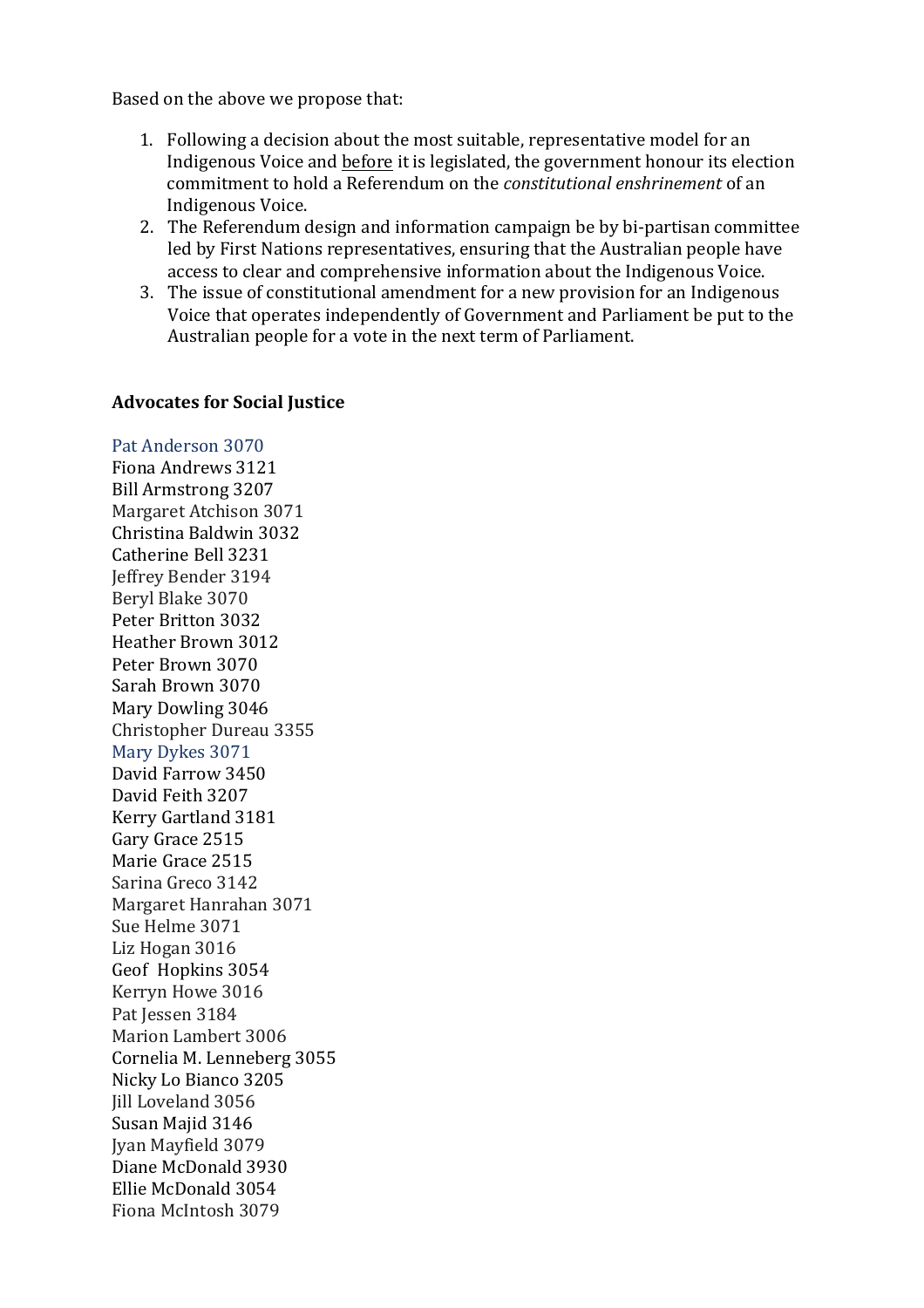Based on the above we propose that:

1. Following a decision about the most suitable, representative model for an Indigenous Voice and before it is legislated, the government honour its election commitment to hold a Referendum on the *constitutional enshrinement* of an Indigenous Voice.
2. The Referendum design and information campaign be by bi-partisan committee led by First Nations representatives, ensuring that the Australian people have access to clear and comprehensive information about the Indigenous Voice.
3. The issue of constitutional amendment for a new provision for an Indigenous Voice that operates independently of Government and Parliament be put to the Australian people for a vote in the next term of Parliament.

**Advocates for Social Justice**

Pat Anderson 3070
Fiona Andrews 3121
Bill Armstrong 3207
Margaret Atchison 3071
Christina Baldwin 3032
Catherine Bell 3231
Jeffrey Bender 3194
Beryl Blake 3070
Peter Britton 3032
Heather Brown 3012
Peter Brown 3070
Sarah Brown 3070
Mary Dowling 3046
Christopher Dureau 3355
Mary Dykes 3071
David Farrow 3450
David Feith 3207
Kerry Gartland 3181
Gary Grace 2515
Marie Grace 2515
Sarina Greco 3142
Margaret Hanrahan 3071
Sue Helme 3071
Liz Hogan 3016
Geof Hopkins 3054
Kerryn Howe 3016
Pat Jessen 3184
Marion Lambert 3006
Cornelia M. Lenneberg 3055
Nicky Lo Bianco 3205
Jill Loveland 3056
Susan Majid 3146
Jyan Mayfield 3079
Diane McDonald 3930
Ellie McDonald 3054
Fiona McIntosh 3079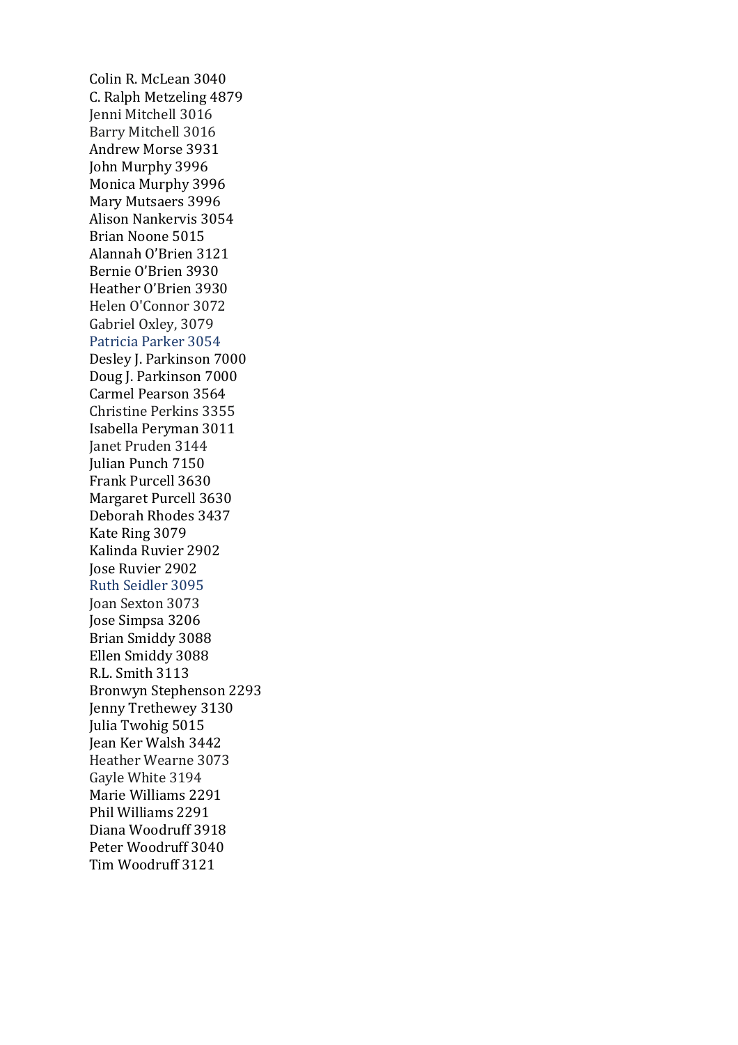Colin R. McLean 3040
C. Ralph Metzeling 4879
Jenni Mitchell 3016
Barry Mitchell 3016
Andrew Morse 3931
John Murphy 3996
Monica Murphy 3996
Mary Mutsaers 3996
Alison Nankervis 3054
Brian Noone 5015
Alannah O'Brien 3121
Bernie O'Brien 3930
Heather O'Brien 3930
Helen O'Connor 3072
Gabriel Oxley, 3079
Patricia Parker 3054
Desley J. Parkinson 7000
Doug J. Parkinson 7000
Carmel Pearson 3564
Christine Perkins 3355
Isabella Peryman 3011
Janet Pruden 3144
Julian Punch 7150
Frank Purcell 3630
Margaret Purcell 3630
Deborah Rhodes 3437
Kate Ring 3079
Kalinda Ruvier 2902
Jose Ruvier 2902
Ruth Seidler 3095
Joan Sexton 3073
Jose Simpsa 3206
Brian Smiddy 3088
Ellen Smiddy 3088
R.L. Smith 3113
Bronwyn Stephenson 2293
Jenny Trethewey 3130
Julia Twohig 5015
Jean Ker Walsh 3442
Heather Wearne 3073
Gayle White 3194
Marie Williams 2291
Phil Williams 2291
Diana Woodruff 3918
Peter Woodruff 3040
Tim Woodruff 3121